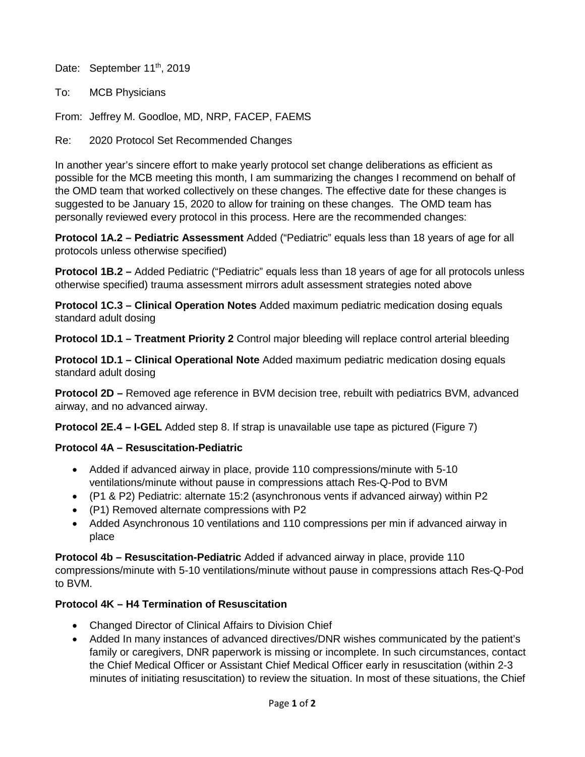Date: September 11th, 2019

To: MCB Physicians

From: Jeffrey M. Goodloe, MD, NRP, FACEP, FAEMS

Re: 2020 Protocol Set Recommended Changes

In another year's sincere effort to make yearly protocol set change deliberations as efficient as possible for the MCB meeting this month, I am summarizing the changes I recommend on behalf of the OMD team that worked collectively on these changes. The effective date for these changes is suggested to be January 15, 2020 to allow for training on these changes. The OMD team has personally reviewed every protocol in this process. Here are the recommended changes:

**Protocol 1A.2 – Pediatric Assessment** Added ("Pediatric" equals less than 18 years of age for all protocols unless otherwise specified)

**Protocol 1B.2 –** Added Pediatric ("Pediatric" equals less than 18 years of age for all protocols unless otherwise specified) trauma assessment mirrors adult assessment strategies noted above

**Protocol 1C.3 – Clinical Operation Notes** Added maximum pediatric medication dosing equals standard adult dosing

**Protocol 1D.1 – Treatment Priority 2** Control major bleeding will replace control arterial bleeding

**Protocol 1D.1 – Clinical Operational Note** Added maximum pediatric medication dosing equals standard adult dosing

**Protocol 2D –** Removed age reference in BVM decision tree, rebuilt with pediatrics BVM, advanced airway, and no advanced airway.

**Protocol 2E.4 – I-GEL** Added step 8. If strap is unavailable use tape as pictured (Figure 7)

**Protocol 4A – Resuscitation-Pediatric**

- Added if advanced airway in place, provide 110 compressions/minute with 5-10 ventilations/minute without pause in compressions attach Res-Q-Pod to BVM
- (P1 & P2) Pediatric: alternate 15:2 (asynchronous vents if advanced airway) within P2
- (P1) Removed alternate compressions with P2
- Added Asynchronous 10 ventilations and 110 compressions per min if advanced airway in place

**Protocol 4b – Resuscitation-Pediatric** Added if advanced airway in place, provide 110 compressions/minute with 5-10 ventilations/minute without pause in compressions attach Res-Q-Pod to BVM.

**Protocol 4K – H4 Termination of Resuscitation**

- Changed Director of Clinical Affairs to Division Chief
- Added In many instances of advanced directives/DNR wishes communicated by the patient's family or caregivers, DNR paperwork is missing or incomplete. In such circumstances, contact the Chief Medical Officer or Assistant Chief Medical Officer early in resuscitation (within 2-3 minutes of initiating resuscitation) to review the situation. In most of these situations, the Chief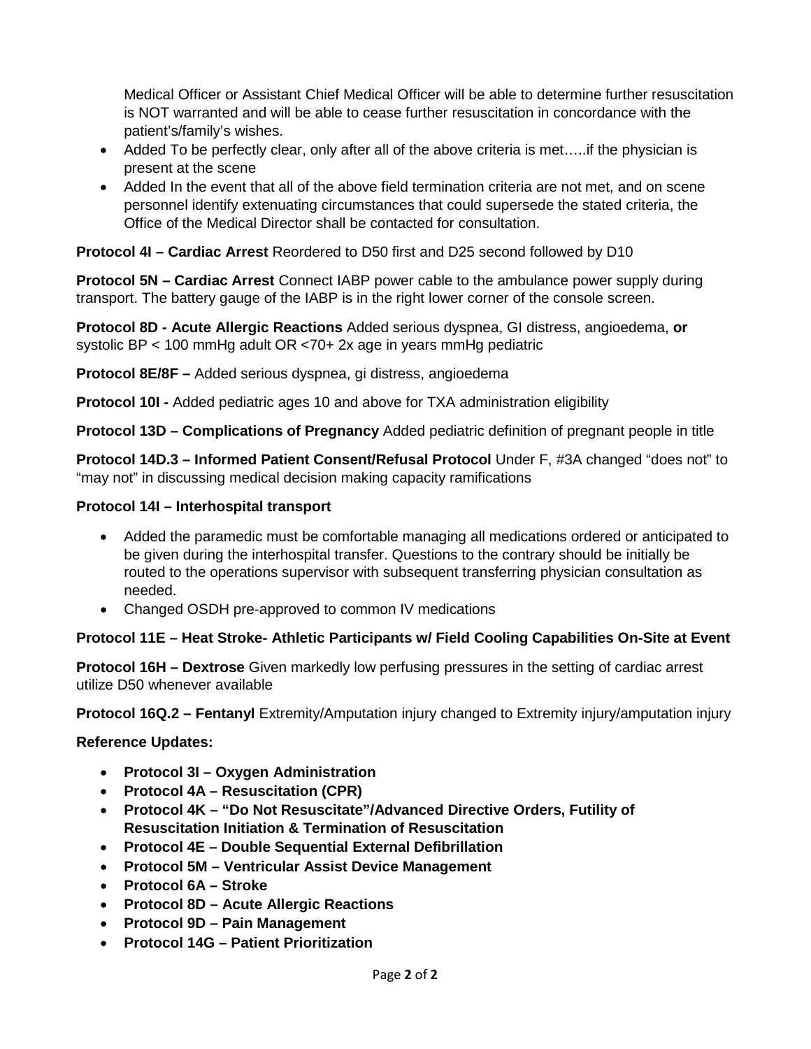Medical Officer or Assistant Chief Medical Officer will be able to determine further resuscitation is NOT warranted and will be able to cease further resuscitation in concordance with the patient's/family's wishes.

- Added To be perfectly clear, only after all of the above criteria is met…..if the physician is present at the scene
- Added In the event that all of the above field termination criteria are not met, and on scene personnel identify extenuating circumstances that could supersede the stated criteria, the Office of the Medical Director shall be contacted for consultation.

**Protocol 4I – Cardiac Arrest** Reordered to D50 first and D25 second followed by D10

**Protocol 5N – Cardiac Arrest** Connect IABP power cable to the ambulance power supply during transport. The battery gauge of the IABP is in the right lower corner of the console screen.

**Protocol 8D - Acute Allergic Reactions** Added serious dyspnea, GI distress, angioedema, **or** systolic BP < 100 mmHg adult OR <70+ 2x age in years mmHg pediatric

**Protocol 8E/8F –** Added serious dyspnea, gi distress, angioedema

**Protocol 10I -** Added pediatric ages 10 and above for TXA administration eligibility

**Protocol 13D – Complications of Pregnancy** Added pediatric definition of pregnant people in title

**Protocol 14D.3 – Informed Patient Consent/Refusal Protocol** Under F, #3A changed "does not" to "may not" in discussing medical decision making capacity ramifications

**Protocol 14I – Interhospital transport**

- Added the paramedic must be comfortable managing all medications ordered or anticipated to be given during the interhospital transfer. Questions to the contrary should be initially be routed to the operations supervisor with subsequent transferring physician consultation as needed.
- Changed OSDH pre-approved to common IV medications

**Protocol 11E – Heat Stroke- Athletic Participants w/ Field Cooling Capabilities On-Site at Event**

**Protocol 16H – Dextrose** Given markedly low perfusing pressures in the setting of cardiac arrest utilize D50 whenever available

**Protocol 16Q.2 – Fentanyl** Extremity/Amputation injury changed to Extremity injury/amputation injury

**Reference Updates:**

- **Protocol 3I – Oxygen Administration**
- **Protocol 4A – Resuscitation (CPR)**
- **Protocol 4K – "Do Not Resuscitate"/Advanced Directive Orders, Futility of Resuscitation Initiation & Termination of Resuscitation**
- **Protocol 4E – Double Sequential External Defibrillation**
- **Protocol 5M – Ventricular Assist Device Management**
- **Protocol 6A – Stroke**
- **Protocol 8D – Acute Allergic Reactions**
- **Protocol 9D – Pain Management**
- **Protocol 14G – Patient Prioritization**